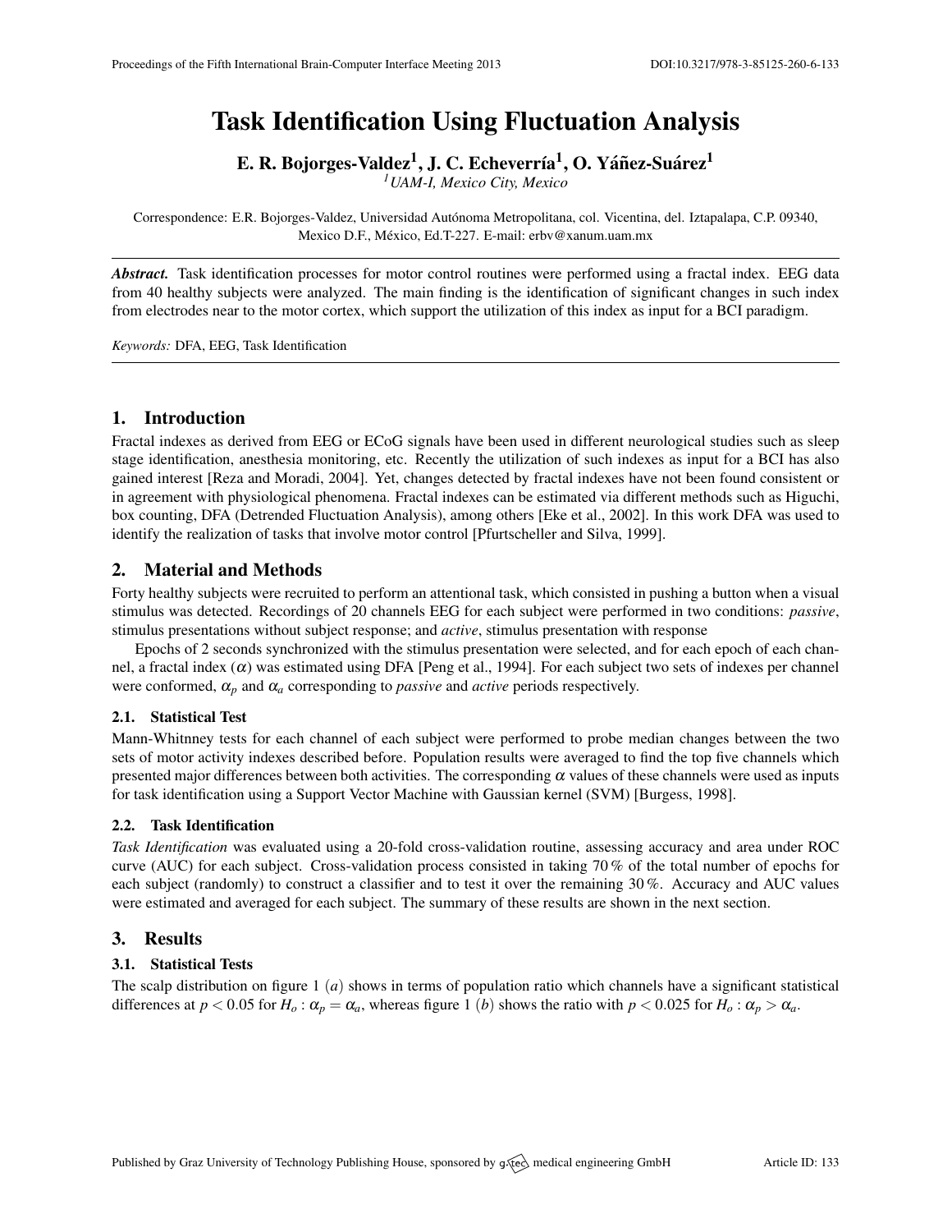# Task Identification Using Fluctuation Analysis

**E. R. Bojorges-Valdez[1], J. C. Echeverría[1], O. Yáñez-Suárez[1]**

[1] *UAM-I, Mexico City, Mexico*

Correspondence: E.R. Bojorges-Valdez, Universidad Autónoma Metropolitana, col. Vicentina, del. Iztapalapa, C.P. 09340, Mexico D.F., México, Ed.T-227. E-mail: erbv@xanum.uam.mx

***Abstract.*** Task identification processes for motor control routines were performed using a fractal index. EEG data from 40 healthy subjects were analyzed. The main finding is the identification of significant changes in such index from electrodes near to the motor cortex, which support the utilization of this index as input for a BCI paradigm.

*Keywords:* DFA, EEG, Task Identification

## 1. Introduction

Fractal indexes as derived from EEG or ECoG signals have been used in different neurological studies such as sleep stage identification, anesthesia monitoring, etc. Recently the utilization of such indexes as input for a BCI has also gained interest [Reza and Moradi, 2004]. Yet, changes detected by fractal indexes have not been found consistent or in agreement with physiological phenomena. Fractal indexes can be estimated via different methods such as Higuchi, box counting, DFA (Detrended Fluctuation Analysis), among others [Eke et al., 2002]. In this work DFA was used to identify the realization of tasks that involve motor control [Pfurtscheller and Silva, 1999].

## 2. Material and Methods

Forty healthy subjects were recruited to perform an attentional task, which consisted in pushing a button when a visual stimulus was detected. Recordings of 20 channels EEG for each subject were performed in two conditions: *passive*, stimulus presentations without subject response; and *active*, stimulus presentation with response

Epochs of 2 seconds synchronized with the stimulus presentation were selected, and for each epoch of each channel, a fractal index ($\alpha$) was estimated using DFA [Peng et al., 1994]. For each subject two sets of indexes per channel were conformed, $\alpha_p$ and $\alpha_a$ corresponding to *passive* and *active* periods respectively.

### 2.1. Statistical Test

Mann-Whitnney tests for each channel of each subject were performed to probe median changes between the two sets of motor activity indexes described before. Population results were averaged to find the top five channels which presented major differences between both activities. The corresponding $\alpha$ values of these channels were used as inputs for task identification using a Support Vector Machine with Gaussian kernel (SVM) [Burgess, 1998].

### 2.2. Task Identification

*Task Identification* was evaluated using a 20-fold cross-validation routine, assessing accuracy and area under ROC curve (AUC) for each subject. Cross-validation process consisted in taking 70 % of the total number of epochs for each subject (randomly) to construct a classifier and to test it over the remaining 30 %. Accuracy and AUC values were estimated and averaged for each subject. The summary of these results are shown in the next section.

## 3. Results

### 3.1. Statistical Tests

The scalp distribution on figure 1 ($a$) shows in terms of population ratio which channels have a significant statistical differences at $p < 0.05$ for $H_o : \alpha_p = \alpha_a$, whereas figure 1 ($b$) shows the ratio with $p < 0.025$ for $H_o : \alpha_p > \alpha_a$.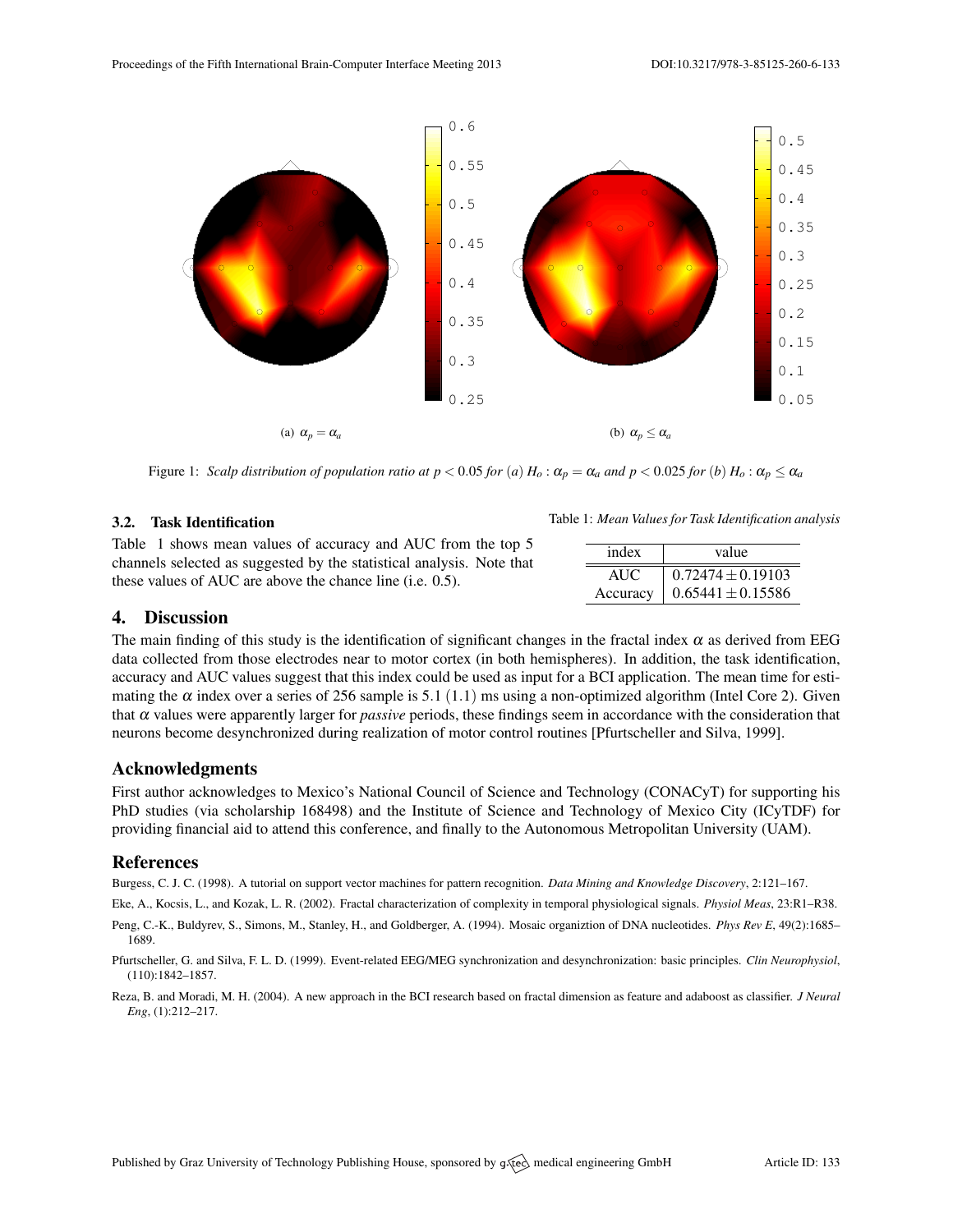0.6
0.55
0.5
0.45
0.4
0.35
0.3
0.25

(a) $\alpha_p = \alpha_a$

0.5
0.45
0.4
0.35
0.3
0.25
0.2
0.15
0.1
0.05

(b) $\alpha_p \leq \alpha_a$

Figure 1: *Scalp distribution of population ratio at $p < 0.05$ for (a) $H_o : \alpha_p = \alpha_a$ and $p < 0.025$ for (b) $H_o : \alpha_p \leq \alpha_a$*

### 3.2. Task Identification

Table 1 shows mean values of accuracy and AUC from the top 5 channels selected as suggested by the statistical analysis. Note that these values of AUC are above the chance line (i.e. 0.5).

Table 1: *Mean Values for Task Identification analysis*

| index | value |
|---|---|
| AUC | $0.72474 \pm 0.19103$ |
| Accuracy | $0.65441 \pm 0.15586$ |

## 4. Discussion

The main finding of this study is the identification of significant changes in the fractal index $\alpha$ as derived from EEG data collected from those electrodes near to motor cortex (in both hemispheres). In addition, the task identification, accuracy and AUC values suggest that this index could be used as input for a BCI application. The mean time for estimating the $\alpha$ index over a series of 256 sample is 5.1 (1.1) ms using a non-optimized algorithm (Intel Core 2). Given that $\alpha$ values were apparently larger for *passive* periods, these findings seem in accordance with the consideration that neurons become desynchronized during realization of motor control routines [Pfurtscheller and Silva, 1999].

## Acknowledgments

First author acknowledges to Mexico's National Council of Science and Technology (CONACyT) for supporting his PhD studies (via scholarship 168498) and the Institute of Science and Technology of Mexico City (ICyTDF) for providing financial aid to attend this conference, and finally to the Autonomous Metropolitan University (UAM).

## References

Burgess, C. J. C. (1998). A tutorial on support vector machines for pattern recognition. *Data Mining and Knowledge Discovery*, 2:121–167.

Eke, A., Kocsis, L., and Kozak, L. R. (2002). Fractal characterization of complexity in temporal physiological signals. *Physiol Meas*, 23:R1–R38.

Peng, C.-K., Buldyrev, S., Simons, M., Stanley, H., and Goldberger, A. (1994). Mosaic organiztion of DNA nucleotides. *Phys Rev E*, 49(2):1685–1689.

Pfurtscheller, G. and Silva, F. L. D. (1999). Event-related EEG/MEG synchronization and desynchronization: basic principles. *Clin Neurophysiol*, (110):1842–1857.

Reza, B. and Moradi, M. H. (2004). A new approach in the BCI research based on fractal dimension as feature and adaboost as classifier. *J Neural Eng*, (1):212–217.